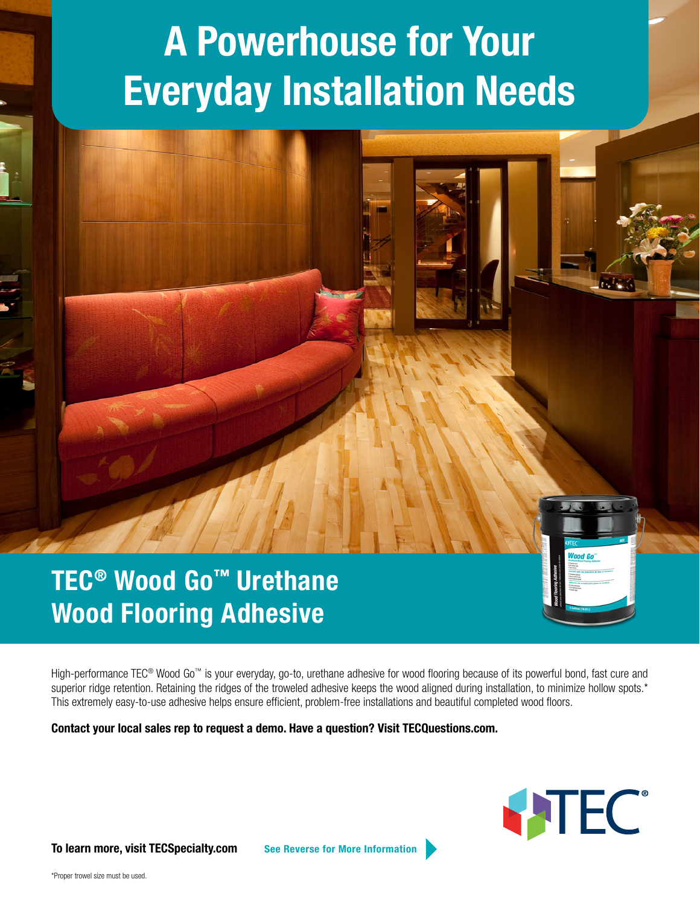# A Powerhouse for Your Everyday Installation Needs

## TEC® Wood Go™ Urethane Wood Flooring Adhesive

High-performance TEC® Wood Go™ is your everyday, go-to, urethane adhesive for wood flooring because of its powerful bond, fast cure and superior ridge retention. Retaining the ridges of the troweled adhesive keeps the wood aligned during installation, to minimize hollow spots.* This extremely easy-to-use adhesive helps ensure efficient, problem-free installations and beautiful completed wood floors.

**Contact your local sales rep to request a demo. Have a question? Visit TECQuestions.com.**

TEC®

**To learn more, visit TECSpecialty.com**

**See Reverse for More Information**

*Proper trowel size must be used.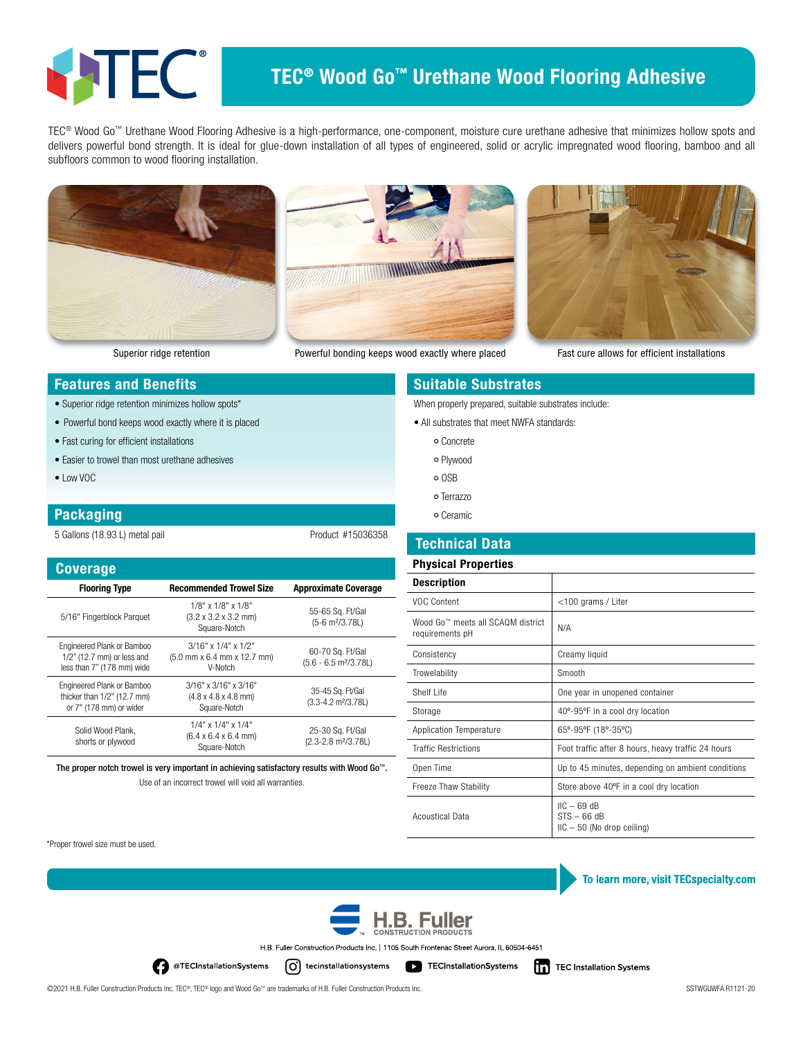# TEC® Wood Go™ Urethane Wood Flooring Adhesive

TEC® Wood Go™ Urethane Wood Flooring Adhesive is a high-performance, one-component, moisture cure urethane adhesive that minimizes hollow spots and delivers powerful bond strength. It is ideal for glue-down installation of all types of engineered, solid or acrylic impregnated wood flooring, bamboo and all subfloors common to wood flooring installation.

Superior ridge retention

Powerful bonding keeps wood exactly where placed

Fast cure allows for efficient installations

## Features and Benefits

- Superior ridge retention minimizes hollow spots*
- Powerful bond keeps wood exactly where it is placed
- Fast curing for efficient installations
- Easier to trowel than most urethane adhesives
- Low VOC

## Packaging

5 Gallons (18.93 L) metal pail — Product #15036358

## Coverage

| Flooring Type | Recommended Trowel Size | Approximate Coverage |
|---|---|---|
| 5/16" Fingerblock Parquet | 1/8" x 1/8" x 1/8" (3.2 x 3.2 x 3.2 mm) Square-Notch | 55-65 Sq. Ft/Gal (5-6 m²/3.78L) |
| Engineered Plank or Bamboo 1/2" (12.7 mm) or less and less than 7" (178 mm) wide | 3/16" x 1/4" x 1/2" (5.0 mm x 6.4 mm x 12.7 mm) V-Notch | 60-70 Sq. Ft/Gal (5.6 - 6.5 m²/3.78L) |
| Engineered Plank or Bamboo thicker than 1/2" (12.7 mm) or 7" (178 mm) or wider | 3/16" x 3/16" x 3/16" (4.8 x 4.8 x 4.8 mm) Square-Notch | 35-45 Sq. Ft/Gal (3.3-4.2 m²/3.78L) |
| Solid Wood Plank, shorts or plywood | 1/4" x 1/4" x 1/4" (6.4 x 6.4 x 6.4 mm) Square-Notch | 25-30 Sq. Ft/Gal (2.3-2.8 m²/3.78L) |

**The proper notch trowel is very important in achieving satisfactory results with Wood Go™.**

Use of an incorrect trowel will void all warranties.

*Proper trowel size must be used.

## Suitable Substrates

When properly prepared, suitable substrates include:

- All substrates that meet NWFA standards:
  - Concrete
  - Plywood
  - OSB
  - Terrazzo
  - Ceramic

## Technical Data

### Physical Properties

| Description | |
|---|---|
| VOC Content | <100 grams / Liter |
| Wood Go™ meets all SCAQM district requirements pH | N/A |
| Consistency | Creamy liquid |
| Trowelability | Smooth |
| Shelf Life | One year in unopened container |
| Storage | 40°-95°F in a cool dry location |
| Application Temperature | 65°-95°F (18°-35°C) |
| Traffic Restrictions | Foot traffic after 8 hours, heavy traffic 24 hours |
| Open Time | Up to 45 minutes, depending on ambient conditions |
| Freeze Thaw Stability | Store above 40°F in a cool dry location |
| Acoustical Data | IIC – 69 dB<br>STS – 66 dB<br>IIC – 50 (No drop ceiling) |

**To learn more, visit TECspecialty.com**

H.B. Fuller Construction Products

H.B. Fuller Construction Products Inc. | 1105 South Frontenac Street Aurora, IL 60504-6451

@TECInstallationSystems | tecinstallationsystems | TECInstallationSystems | TEC Installation Systems

©2021 H.B. Fuller Construction Products Inc. TEC®, TEC® logo and Wood Go™ are trademarks of H.B. Fuller Construction Products Inc.

SSTWGUWFA R1121-20